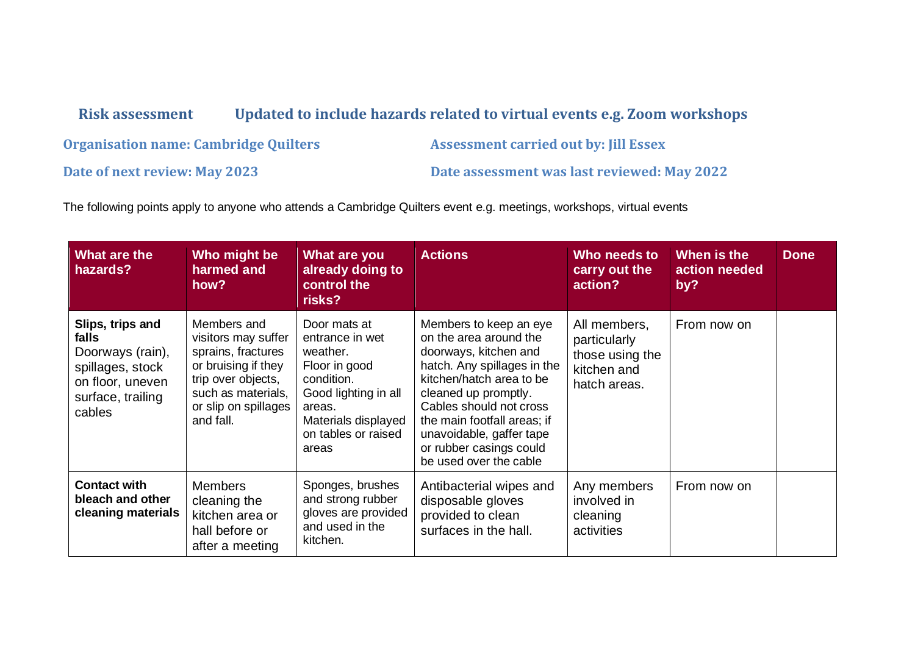## Risk assessment    Updated to include hazards related to virtual events e.g. Zoom workshops

**Organisation name: Cambridge Quilters**

**Assessment carried out by: Jill Essex**

**Date of next review: May 2023**

**Date assessment was last reviewed: May 2022**

The following points apply to anyone who attends a Cambridge Quilters event e.g. meetings, workshops, virtual events

| What are the hazards? | Who might be harmed and how? | What are you already doing to control the risks? | Actions | Who needs to carry out the action? | When is the action needed by? | Done |
|---|---|---|---|---|---|---|
| **Slips, trips and falls** Doorways (rain), spillages, stock on floor, uneven surface, trailing cables | Members and visitors may suffer sprains, fractures or bruising if they trip over objects, such as materials, or slip on spillages and fall. | Door mats at entrance in wet weather. Floor in good condition. Good lighting in all areas. Materials displayed on tables or raised areas | Members to keep an eye on the area around the doorways, kitchen and hatch. Any spillages in the kitchen/hatch area to be cleaned up promptly. Cables should not cross the main footfall areas; if unavoidable, gaffer tape or rubber casings could be used over the cable | All members, particularly those using the kitchen and hatch areas. | From now on | |
| **Contact with bleach and other cleaning materials** | Members cleaning the kitchen area or hall before or after a meeting | Sponges, brushes and strong rubber gloves are provided and used in the kitchen. | Antibacterial wipes and disposable gloves provided to clean surfaces in the hall. | Any members involved in cleaning activities | From now on | |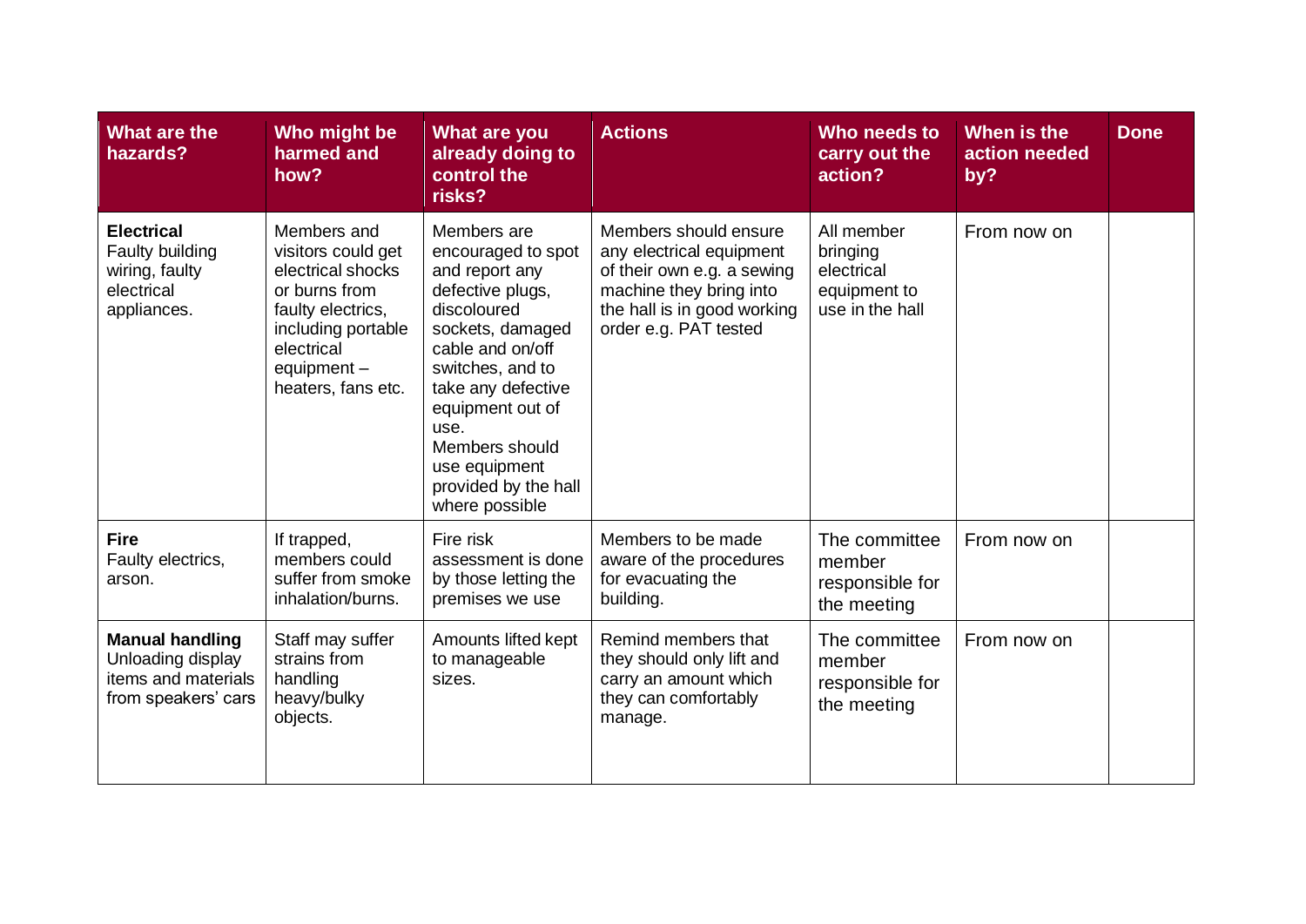| What are the hazards? | Who might be harmed and how? | What are you already doing to control the risks? | Actions | Who needs to carry out the action? | When is the action needed by? | Done |
|---|---|---|---|---|---|---|
| **Electrical** Faulty building wiring, faulty electrical appliances. | Members and visitors could get electrical shocks or burns from faulty electrics, including portable electrical equipment – heaters, fans etc. | Members are encouraged to spot and report any defective plugs, discoloured sockets, damaged cable and on/off switches, and to take any defective equipment out of use. Members should use equipment provided by the hall where possible | Members should ensure any electrical equipment of their own e.g. a sewing machine they bring into the hall is in good working order e.g. PAT tested | All member bringing electrical equipment to use in the hall | From now on | |
| **Fire** Faulty electrics, arson. | If trapped, members could suffer from smoke inhalation/burns. | Fire risk assessment is done by those letting the premises we use | Members to be made aware of the procedures for evacuating the building. | The committee member responsible for the meeting | From now on | |
| **Manual handling** Unloading display items and materials from speakers' cars | Staff may suffer strains from handling heavy/bulky objects. | Amounts lifted kept to manageable sizes. | Remind members that they should only lift and carry an amount which they can comfortably manage. | The committee member responsible for the meeting | From now on | |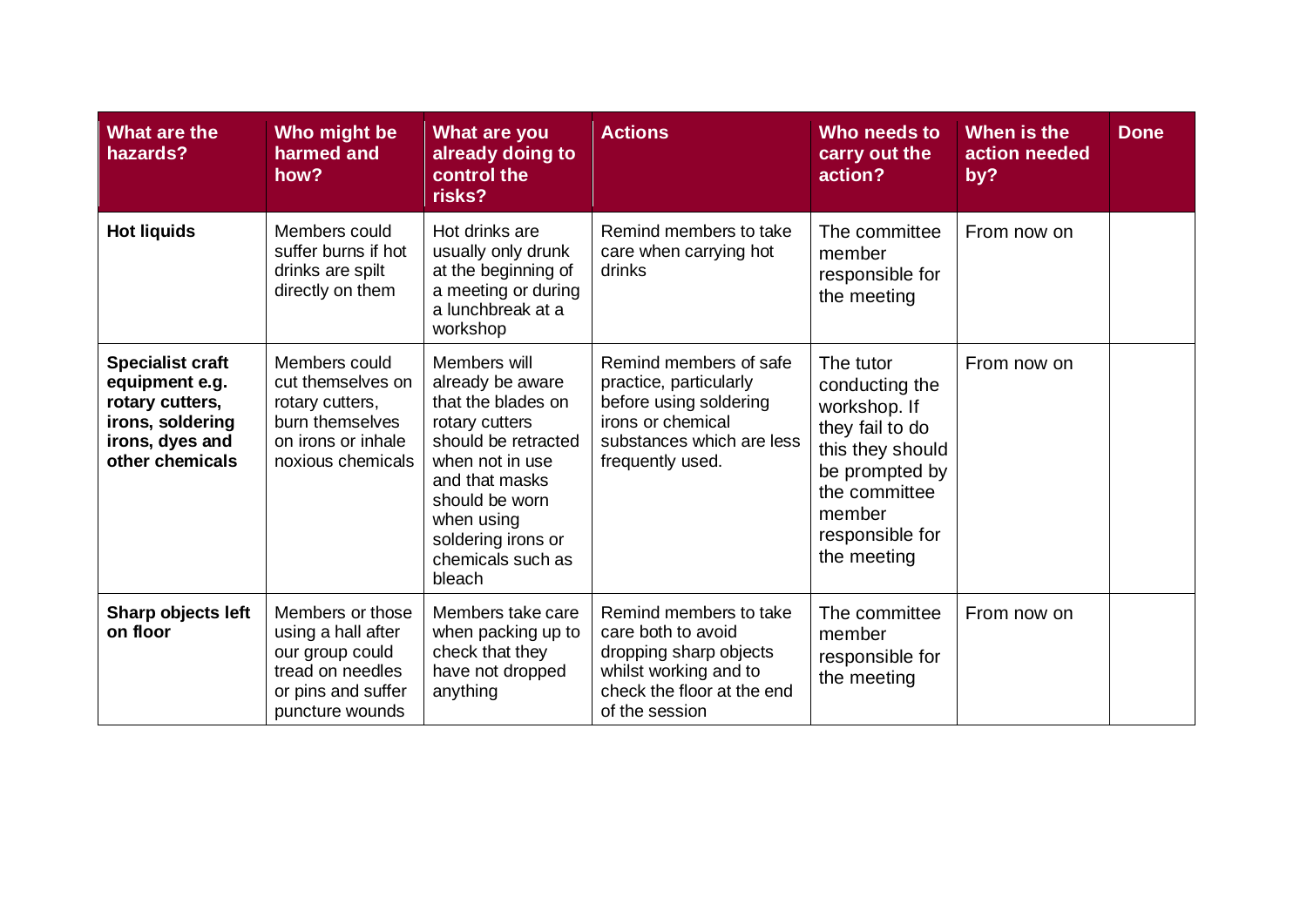| What are the hazards? | Who might be harmed and how? | What are you already doing to control the risks? | Actions | Who needs to carry out the action? | When is the action needed by? | Done |
|---|---|---|---|---|---|---|
| **Hot liquids** | Members could suffer burns if hot drinks are spilt directly on them | Hot drinks are usually only drunk at the beginning of a meeting or during a lunchbreak at a workshop | Remind members to take care when carrying hot drinks | The committee member responsible for the meeting | From now on | |
| **Specialist craft equipment e.g. rotary cutters, irons, soldering irons, dyes and other chemicals** | Members could cut themselves on rotary cutters, burn themselves on irons or inhale noxious chemicals | Members will already be aware that the blades on rotary cutters should be retracted when not in use and that masks should be worn when using soldering irons or chemicals such as bleach | Remind members of safe practice, particularly before using soldering irons or chemical substances which are less frequently used. | The tutor conducting the workshop. If they fail to do this they should be prompted by the committee member responsible for the meeting | From now on | |
| **Sharp objects left on floor** | Members or those using a hall after our group could tread on needles or pins and suffer puncture wounds | Members take care when packing up to check that they have not dropped anything | Remind members to take care both to avoid dropping sharp objects whilst working and to check the floor at the end of the session | The committee member responsible for the meeting | From now on | |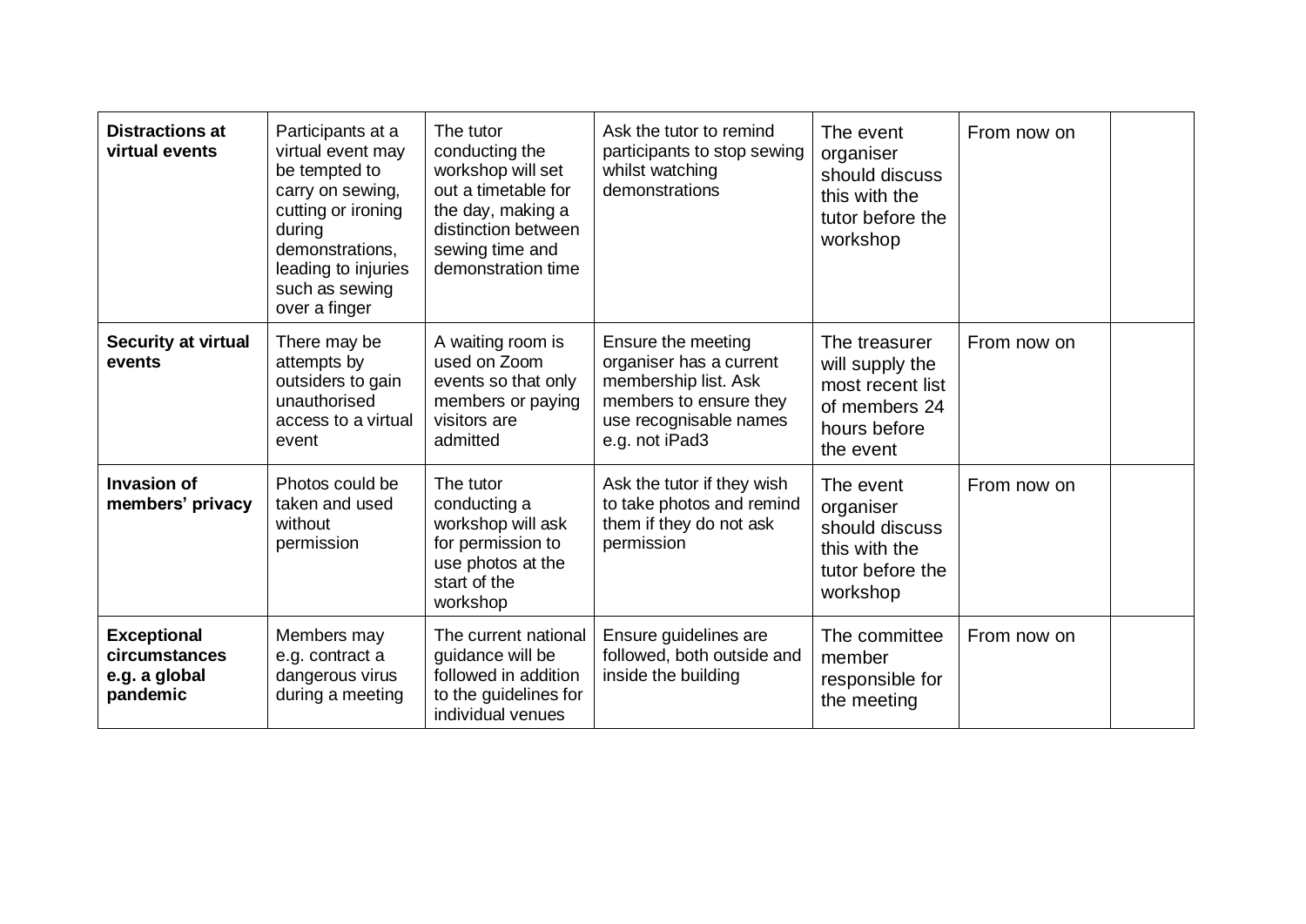| | | | | | | |
|---|---|---|---|---|---|---|
| **Distractions at virtual events** | Participants at a virtual event may be tempted to carry on sewing, cutting or ironing during demonstrations, leading to injuries such as sewing over a finger | The tutor conducting the workshop will set out a timetable for the day, making a distinction between sewing time and demonstration time | Ask the tutor to remind participants to stop sewing whilst watching demonstrations | The event organiser should discuss this with the tutor before the workshop | From now on | |
| **Security at virtual events** | There may be attempts by outsiders to gain unauthorised access to a virtual event | A waiting room is used on Zoom events so that only members or paying visitors are admitted | Ensure the meeting organiser has a current membership list. Ask members to ensure they use recognisable names e.g. not iPad3 | The treasurer will supply the most recent list of members 24 hours before the event | From now on | |
| **Invasion of members' privacy** | Photos could be taken and used without permission | The tutor conducting a workshop will ask for permission to use photos at the start of the workshop | Ask the tutor if they wish to take photos and remind them if they do not ask permission | The event organiser should discuss this with the tutor before the workshop | From now on | |
| **Exceptional circumstances e.g. a global pandemic** | Members may e.g. contract a dangerous virus during a meeting | The current national guidance will be followed in addition to the guidelines for individual venues | Ensure guidelines are followed, both outside and inside the building | The committee member responsible for the meeting | From now on | |